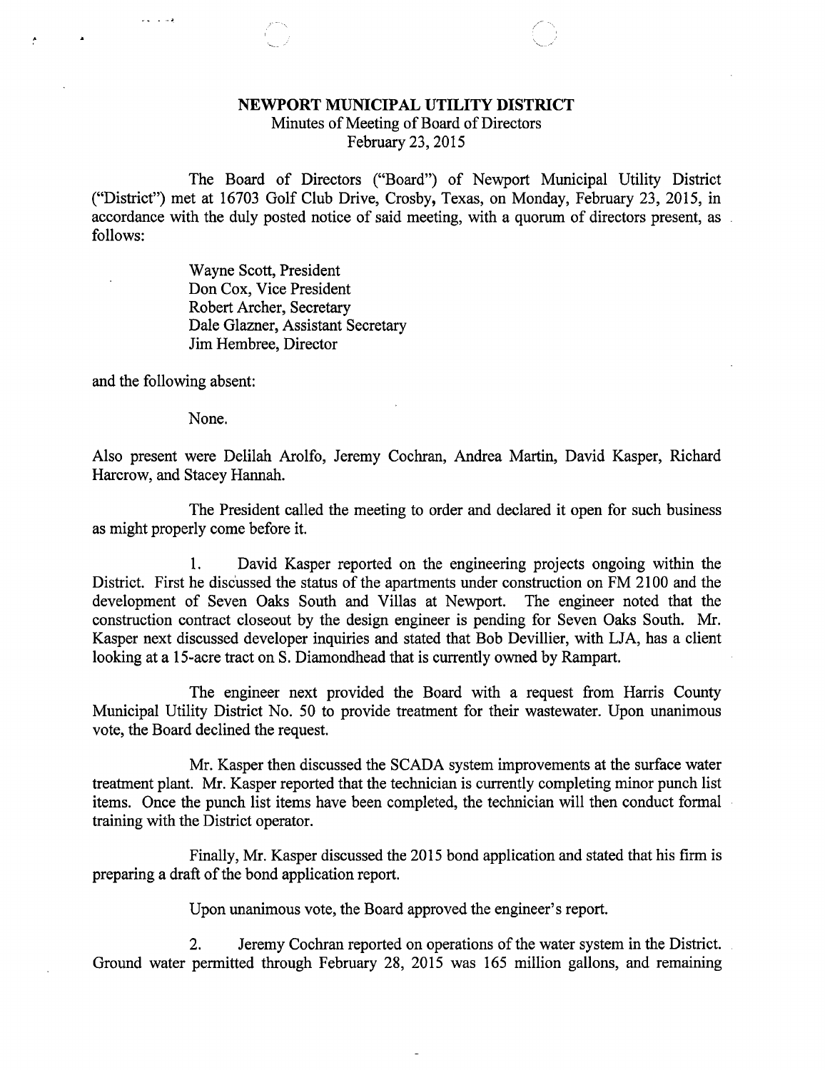# NEWPORT MUNICIPAL UTILITY DISTRICT

Minutes of Meeting of Board of Directors
February 23, 2015

The Board of Directors ("Board") of Newport Municipal Utility District ("District") met at 16703 Golf Club Drive, Crosby, Texas, on Monday, February 23, 2015, in accordance with the duly posted notice of said meeting, with a quorum of directors present, as follows:

Wayne Scott, President
Don Cox, Vice President
Robert Archer, Secretary
Dale Glazner, Assistant Secretary
Jim Hembree, Director

and the following absent:

None.

Also present were Delilah Arolfo, Jeremy Cochran, Andrea Martin, David Kasper, Richard Harcrow, and Stacey Hannah.

The President called the meeting to order and declared it open for such business as might properly come before it.

1. David Kasper reported on the engineering projects ongoing within the District. First he discussed the status of the apartments under construction on FM 2100 and the development of Seven Oaks South and Villas at Newport. The engineer noted that the construction contract closeout by the design engineer is pending for Seven Oaks South. Mr. Kasper next discussed developer inquiries and stated that Bob Devillier, with LJA, has a client looking at a 15-acre tract on S. Diamondhead that is currently owned by Rampart.

The engineer next provided the Board with a request from Harris County Municipal Utility District No. 50 to provide treatment for their wastewater. Upon unanimous vote, the Board declined the request.

Mr. Kasper then discussed the SCADA system improvements at the surface water treatment plant. Mr. Kasper reported that the technician is currently completing minor punch list items. Once the punch list items have been completed, the technician will then conduct formal training with the District operator.

Finally, Mr. Kasper discussed the 2015 bond application and stated that his firm is preparing a draft of the bond application report.

Upon unanimous vote, the Board approved the engineer's report.

2. Jeremy Cochran reported on operations of the water system in the District. Ground water permitted through February 28, 2015 was 165 million gallons, and remaining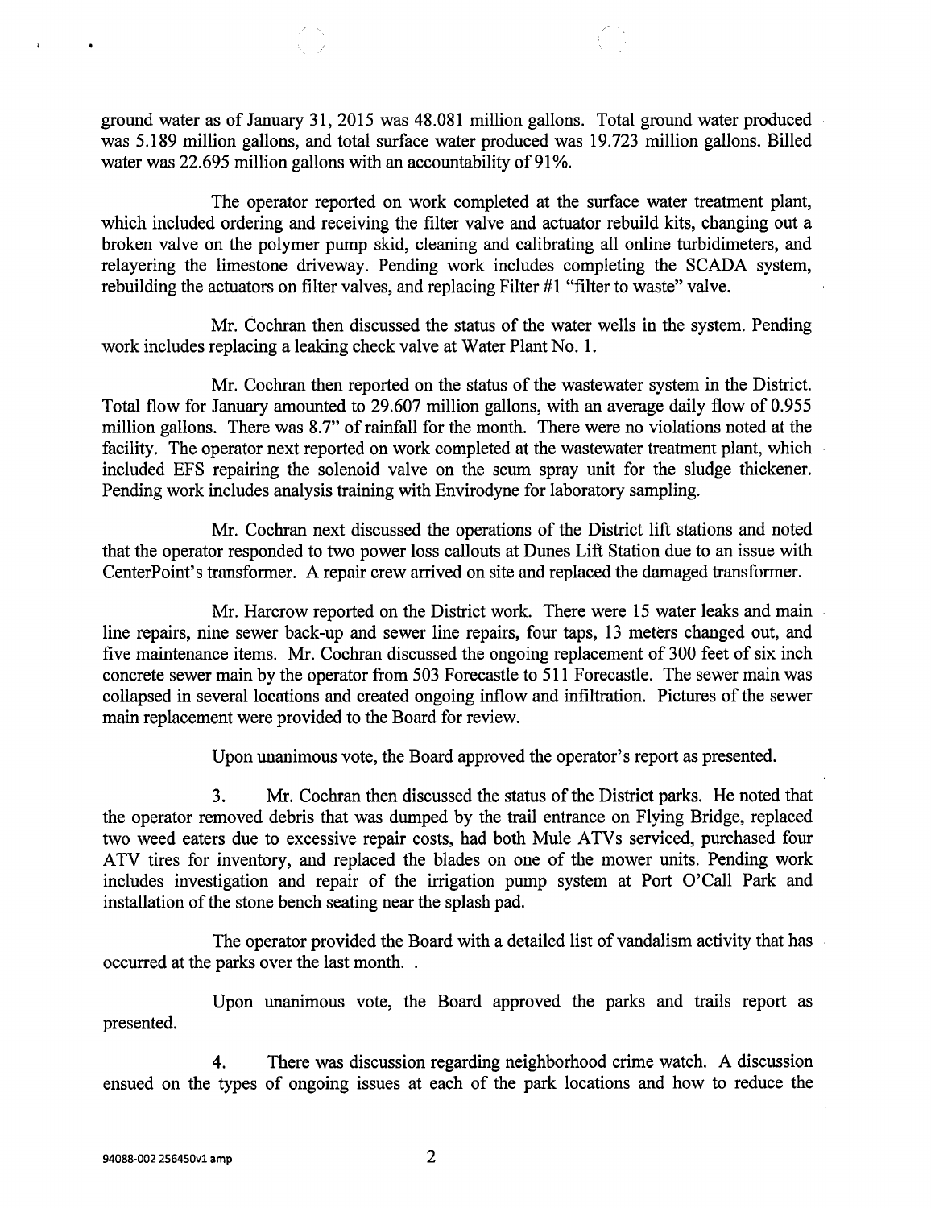ground water as of January 31, 2015 was 48.081 million gallons. Total ground water produced was 5.189 million gallons, and total surface water produced was 19.723 million gallons. Billed water was 22.695 million gallons with an accountability of 91%.

The operator reported on work completed at the surface water treatment plant, which included ordering and receiving the filter valve and actuator rebuild kits, changing out a broken valve on the polymer pump skid, cleaning and calibrating all online turbidimeters, and relayering the limestone driveway. Pending work includes completing the SCADA system, rebuilding the actuators on filter valves, and replacing Filter #1 "filter to waste" valve.

Mr. Cochran then discussed the status of the water wells in the system. Pending work includes replacing a leaking check valve at Water Plant No. 1.

Mr. Cochran then reported on the status of the wastewater system in the District. Total flow for January amounted to 29.607 million gallons, with an average daily flow of 0.955 million gallons. There was 8.7" of rainfall for the month. There were no violations noted at the facility. The operator next reported on work completed at the wastewater treatment plant, which included EFS repairing the solenoid valve on the scum spray unit for the sludge thickener. Pending work includes analysis training with Envirodyne for laboratory sampling.

Mr. Cochran next discussed the operations of the District lift stations and noted that the operator responded to two power loss callouts at Dunes Lift Station due to an issue with CenterPoint's transformer. A repair crew arrived on site and replaced the damaged transformer.

Mr. Harcrow reported on the District work. There were 15 water leaks and main line repairs, nine sewer back-up and sewer line repairs, four taps, 13 meters changed out, and five maintenance items. Mr. Cochran discussed the ongoing replacement of 300 feet of six inch concrete sewer main by the operator from 503 Forecastle to 511 Forecastle. The sewer main was collapsed in several locations and created ongoing inflow and infiltration. Pictures of the sewer main replacement were provided to the Board for review.

Upon unanimous vote, the Board approved the operator's report as presented.

3. Mr. Cochran then discussed the status of the District parks. He noted that the operator removed debris that was dumped by the trail entrance on Flying Bridge, replaced two weed eaters due to excessive repair costs, had both Mule ATVs serviced, purchased four ATV tires for inventory, and replaced the blades on one of the mower units. Pending work includes investigation and repair of the irrigation pump system at Port O'Call Park and installation of the stone bench seating near the splash pad.

The operator provided the Board with a detailed list of vandalism activity that has occurred at the parks over the last month. .

Upon unanimous vote, the Board approved the parks and trails report as presented.

4. There was discussion regarding neighborhood crime watch. A discussion ensued on the types of ongoing issues at each of the park locations and how to reduce the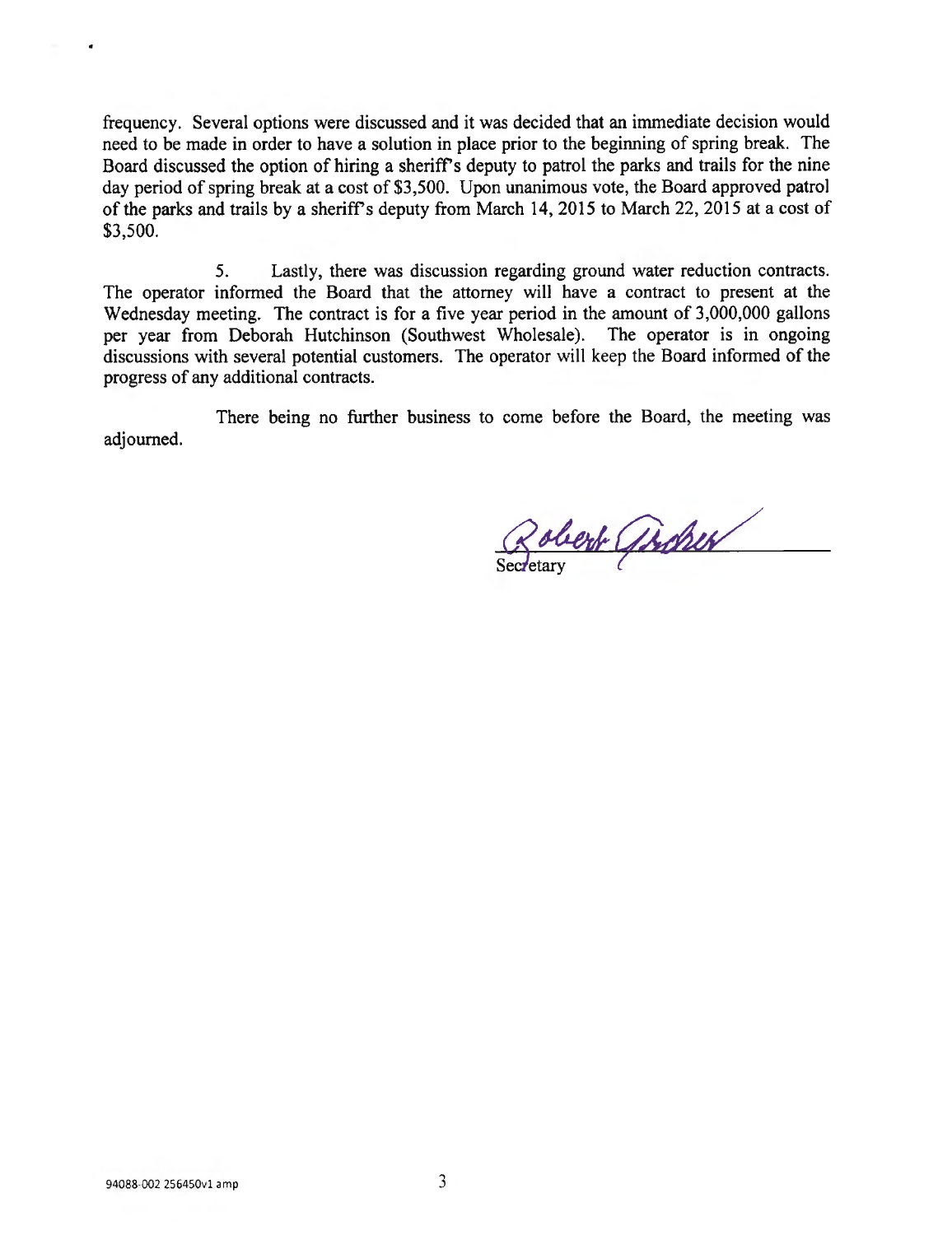frequency. Several options were discussed and it was decided that an immediate decision would need to be made in order to have a solution in place prior to the beginning of spring break. The Board discussed the option of hiring a sheriff's deputy to patrol the parks and trails for the nine day period of spring break at a cost of $3,500. Upon unanimous vote, the Board approved patrol of the parks and trails by a sheriff's deputy from March 14, 2015 to March 22, 2015 at a cost of $3,500.

5. Lastly, there was discussion regarding ground water reduction contracts. The operator informed the Board that the attorney will have a contract to present at the Wednesday meeting. The contract is for a five year period in the amount of 3,000,000 gallons per year from Deborah Hutchinson (Southwest Wholesale). The operator is in ongoing discussions with several potential customers. The operator will keep the Board informed of the progress of any additional contracts.

There being no further business to come before the Board, the meeting was adjourned.

Robert Archer
Secretary

94088-002 256450v1 amp